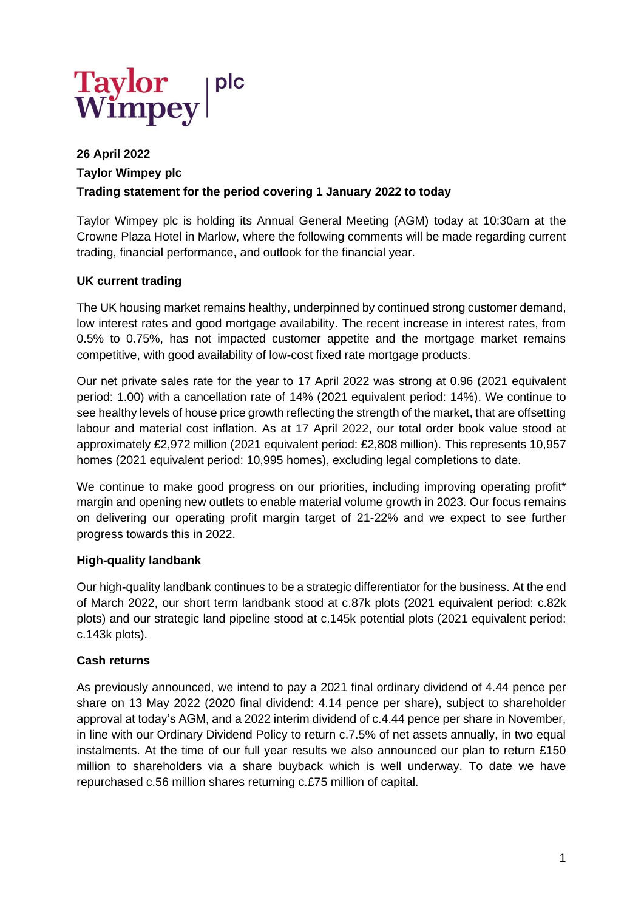Taylor Wimpey | plc

**26 April 2022**

**Taylor Wimpey plc**

**Trading statement for the period covering 1 January 2022 to today**

Taylor Wimpey plc is holding its Annual General Meeting (AGM) today at 10:30am at the Crowne Plaza Hotel in Marlow, where the following comments will be made regarding current trading, financial performance, and outlook for the financial year.

**UK current trading**

The UK housing market remains healthy, underpinned by continued strong customer demand, low interest rates and good mortgage availability. The recent increase in interest rates, from 0.5% to 0.75%, has not impacted customer appetite and the mortgage market remains competitive, with good availability of low-cost fixed rate mortgage products.

Our net private sales rate for the year to 17 April 2022 was strong at 0.96 (2021 equivalent period: 1.00) with a cancellation rate of 14% (2021 equivalent period: 14%). We continue to see healthy levels of house price growth reflecting the strength of the market, that are offsetting labour and material cost inflation. As at 17 April 2022, our total order book value stood at approximately £2,972 million (2021 equivalent period: £2,808 million). This represents 10,957 homes (2021 equivalent period: 10,995 homes), excluding legal completions to date.

We continue to make good progress on our priorities, including improving operating profit* margin and opening new outlets to enable material volume growth in 2023. Our focus remains on delivering our operating profit margin target of 21-22% and we expect to see further progress towards this in 2022.

**High-quality landbank**

Our high-quality landbank continues to be a strategic differentiator for the business. At the end of March 2022, our short term landbank stood at c.87k plots (2021 equivalent period: c.82k plots) and our strategic land pipeline stood at c.145k potential plots (2021 equivalent period: c.143k plots).

**Cash returns**

As previously announced, we intend to pay a 2021 final ordinary dividend of 4.44 pence per share on 13 May 2022 (2020 final dividend: 4.14 pence per share), subject to shareholder approval at today's AGM, and a 2022 interim dividend of c.4.44 pence per share in November, in line with our Ordinary Dividend Policy to return c.7.5% of net assets annually, in two equal instalments. At the time of our full year results we also announced our plan to return £150 million to shareholders via a share buyback which is well underway. To date we have repurchased c.56 million shares returning c.£75 million of capital.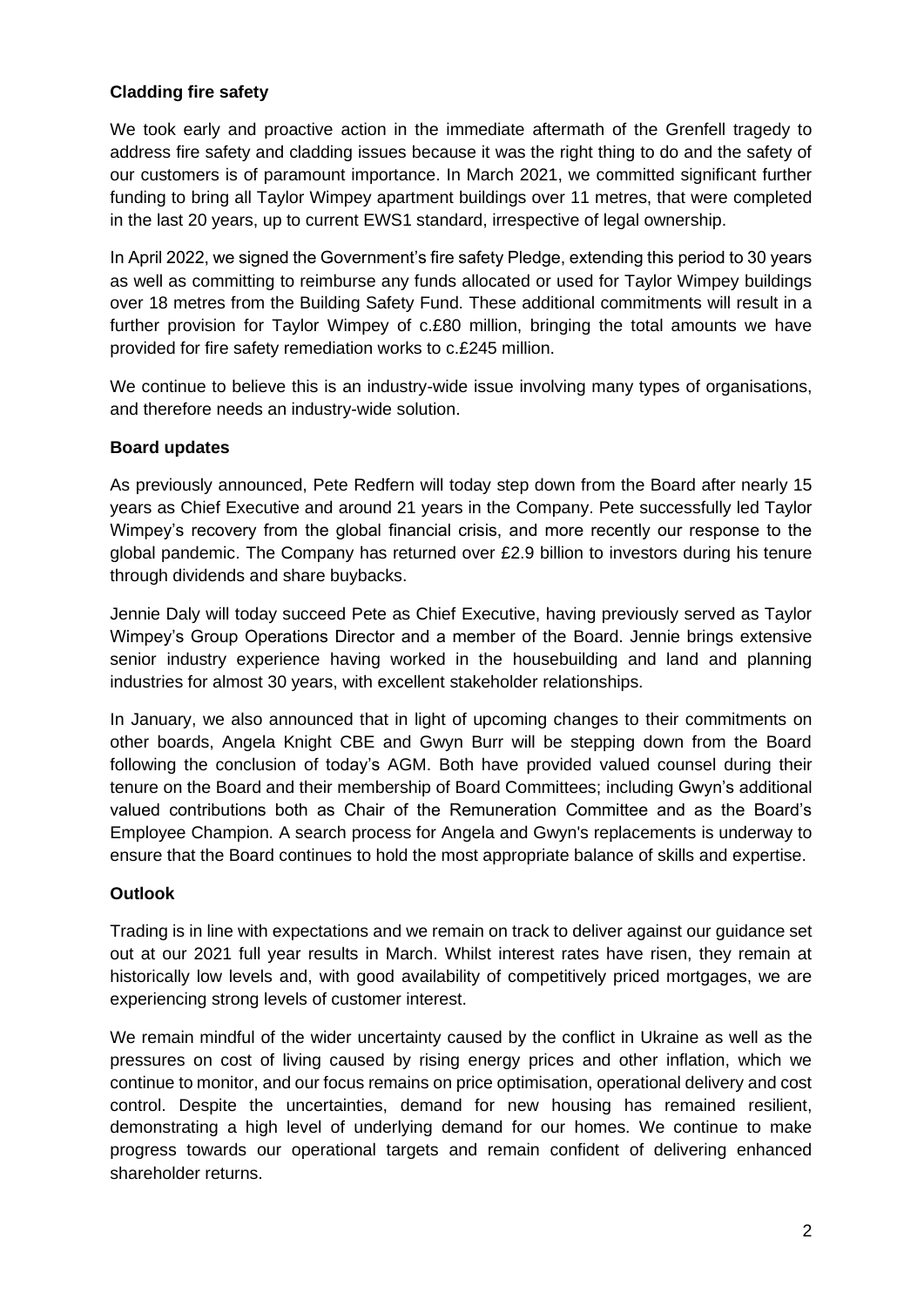**Cladding fire safety**

We took early and proactive action in the immediate aftermath of the Grenfell tragedy to address fire safety and cladding issues because it was the right thing to do and the safety of our customers is of paramount importance. In March 2021, we committed significant further funding to bring all Taylor Wimpey apartment buildings over 11 metres, that were completed in the last 20 years, up to current EWS1 standard, irrespective of legal ownership.

In April 2022, we signed the Government's fire safety Pledge, extending this period to 30 years as well as committing to reimburse any funds allocated or used for Taylor Wimpey buildings over 18 metres from the Building Safety Fund. These additional commitments will result in a further provision for Taylor Wimpey of c.£80 million, bringing the total amounts we have provided for fire safety remediation works to c.£245 million.

We continue to believe this is an industry-wide issue involving many types of organisations, and therefore needs an industry-wide solution.

**Board updates**

As previously announced, Pete Redfern will today step down from the Board after nearly 15 years as Chief Executive and around 21 years in the Company. Pete successfully led Taylor Wimpey's recovery from the global financial crisis, and more recently our response to the global pandemic. The Company has returned over £2.9 billion to investors during his tenure through dividends and share buybacks.

Jennie Daly will today succeed Pete as Chief Executive, having previously served as Taylor Wimpey's Group Operations Director and a member of the Board. Jennie brings extensive senior industry experience having worked in the housebuilding and land and planning industries for almost 30 years, with excellent stakeholder relationships.

In January, we also announced that in light of upcoming changes to their commitments on other boards, Angela Knight CBE and Gwyn Burr will be stepping down from the Board following the conclusion of today's AGM. Both have provided valued counsel during their tenure on the Board and their membership of Board Committees; including Gwyn's additional valued contributions both as Chair of the Remuneration Committee and as the Board's Employee Champion. A search process for Angela and Gwyn's replacements is underway to ensure that the Board continues to hold the most appropriate balance of skills and expertise.

**Outlook**

Trading is in line with expectations and we remain on track to deliver against our guidance set out at our 2021 full year results in March. Whilst interest rates have risen, they remain at historically low levels and, with good availability of competitively priced mortgages, we are experiencing strong levels of customer interest.

We remain mindful of the wider uncertainty caused by the conflict in Ukraine as well as the pressures on cost of living caused by rising energy prices and other inflation, which we continue to monitor, and our focus remains on price optimisation, operational delivery and cost control. Despite the uncertainties, demand for new housing has remained resilient, demonstrating a high level of underlying demand for our homes. We continue to make progress towards our operational targets and remain confident of delivering enhanced shareholder returns.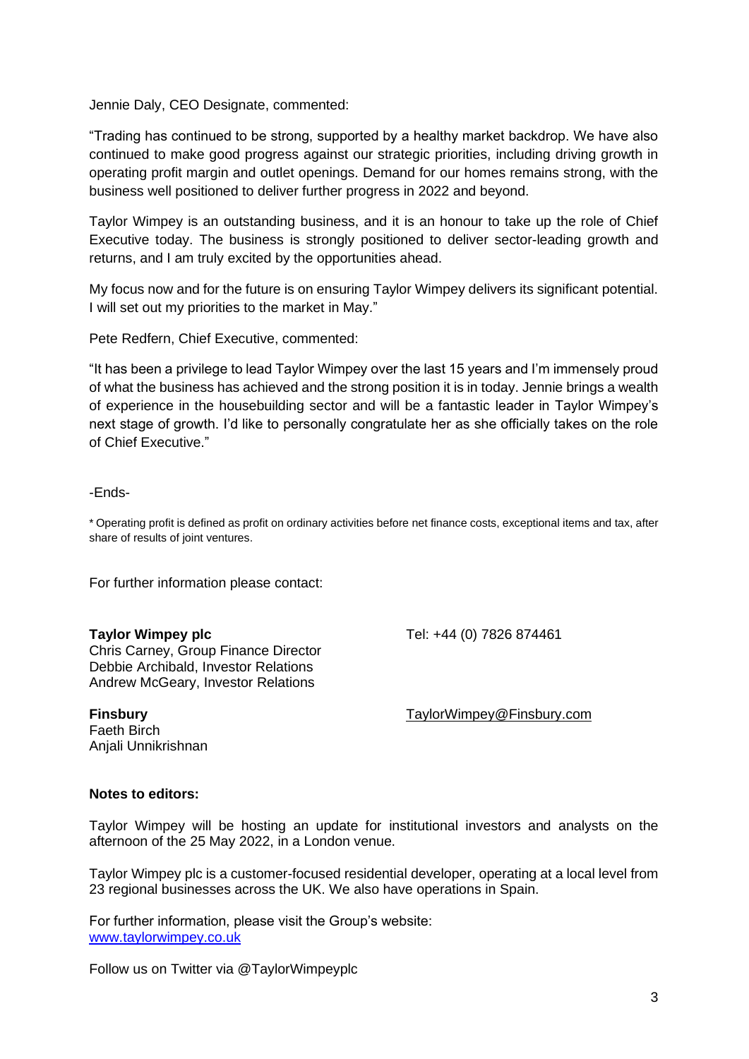Jennie Daly, CEO Designate, commented:

"Trading has continued to be strong, supported by a healthy market backdrop. We have also continued to make good progress against our strategic priorities, including driving growth in operating profit margin and outlet openings. Demand for our homes remains strong, with the business well positioned to deliver further progress in 2022 and beyond.

Taylor Wimpey is an outstanding business, and it is an honour to take up the role of Chief Executive today. The business is strongly positioned to deliver sector-leading growth and returns, and I am truly excited by the opportunities ahead.

My focus now and for the future is on ensuring Taylor Wimpey delivers its significant potential. I will set out my priorities to the market in May."

Pete Redfern, Chief Executive, commented:

"It has been a privilege to lead Taylor Wimpey over the last 15 years and I'm immensely proud of what the business has achieved and the strong position it is in today. Jennie brings a wealth of experience in the housebuilding sector and will be a fantastic leader in Taylor Wimpey's next stage of growth. I'd like to personally congratulate her as she officially takes on the role of Chief Executive."

-Ends-

* Operating profit is defined as profit on ordinary activities before net finance costs, exceptional items and tax, after share of results of joint ventures.

For further information please contact:

**Taylor Wimpey plc** — Tel: +44 (0) 7826 874461
Chris Carney, Group Finance Director
Debbie Archibald, Investor Relations
Andrew McGeary, Investor Relations

**Finsbury** — TaylorWimpey@Finsbury.com
Faeth Birch
Anjali Unnikrishnan

**Notes to editors:**

Taylor Wimpey will be hosting an update for institutional investors and analysts on the afternoon of the 25 May 2022, in a London venue.

Taylor Wimpey plc is a customer-focused residential developer, operating at a local level from 23 regional businesses across the UK. We also have operations in Spain.

For further information, please visit the Group's website:
www.taylorwimpey.co.uk

Follow us on Twitter via @TaylorWimpeyplc